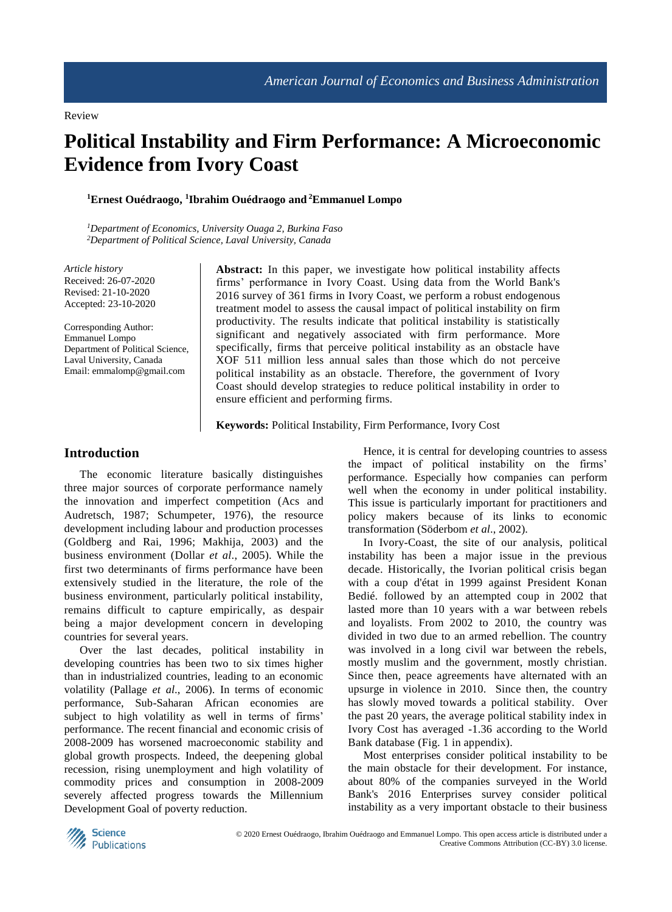Review

# Political Instability and Firm Performance: A Microeconomic Evidence from Ivory Coast

**[1]Ernest Ouédraogo, [1]Ibrahim Ouédraogo and [2]Emmanuel Lompo**

*[1]Department of Economics, University Ouaga 2, Burkina Faso*
*[2]Department of Political Science, Laval University, Canada*

*Article history*
Received: 26-07-2020
Revised: 21-10-2020
Accepted: 23-10-2020

Corresponding Author:
Emmanuel Lompo
Department of Political Science, Laval University, Canada
Email: emmalomp@gmail.com

**Abstract:** In this paper, we investigate how political instability affects firms' performance in Ivory Coast. Using data from the World Bank's 2016 survey of 361 firms in Ivory Coast, we perform a robust endogenous treatment model to assess the causal impact of political instability on firm productivity. The results indicate that political instability is statistically significant and negatively associated with firm performance. More specifically, firms that perceive political instability as an obstacle have XOF 511 million less annual sales than those which do not perceive political instability as an obstacle. Therefore, the government of Ivory Coast should develop strategies to reduce political instability in order to ensure efficient and performing firms.

**Keywords:** Political Instability, Firm Performance, Ivory Cost

## Introduction

The economic literature basically distinguishes three major sources of corporate performance namely the innovation and imperfect competition (Acs and Audretsch, 1987; Schumpeter, 1976), the resource development including labour and production processes (Goldberg and Rai, 1996; Makhija, 2003) and the business environment (Dollar *et al*., 2005). While the first two determinants of firms performance have been extensively studied in the literature, the role of the business environment, particularly political instability, remains difficult to capture empirically, as despair being a major development concern in developing countries for several years.

Over the last decades, political instability in developing countries has been two to six times higher than in industrialized countries, leading to an economic volatility (Pallage *et al*., 2006). In terms of economic performance, Sub-Saharan African economies are subject to high volatility as well in terms of firms' performance. The recent financial and economic crisis of 2008-2009 has worsened macroeconomic stability and global growth prospects. Indeed, the deepening global recession, rising unemployment and high volatility of commodity prices and consumption in 2008-2009 severely affected progress towards the Millennium Development Goal of poverty reduction.

Hence, it is central for developing countries to assess the impact of political instability on the firms' performance. Especially how companies can perform well when the economy in under political instability. This issue is particularly important for practitioners and policy makers because of its links to economic transformation (Söderbom *et al*., 2002).

In Ivory-Coast, the site of our analysis, political instability has been a major issue in the previous decade. Historically, the Ivorian political crisis began with a coup d'état in 1999 against President Konan Bedié. followed by an attempted coup in 2002 that lasted more than 10 years with a war between rebels and loyalists. From 2002 to 2010, the country was divided in two due to an armed rebellion. The country was involved in a long civil war between the rebels, mostly muslim and the government, mostly christian. Since then, peace agreements have alternated with an upsurge in violence in 2010. Since then, the country has slowly moved towards a political stability. Over the past 20 years, the average political stability index in Ivory Cost has averaged -1.36 according to the World Bank database (Fig. 1 in appendix).

Most enterprises consider political instability to be the main obstacle for their development. For instance, about 80% of the companies surveyed in the World Bank's 2016 Enterprises survey consider political instability as a very important obstacle to their business

© 2020 Ernest Ouédraogo, Ibrahim Ouédraogo and Emmanuel Lompo. This open access article is distributed under a Creative Commons Attribution (CC-BY) 3.0 license.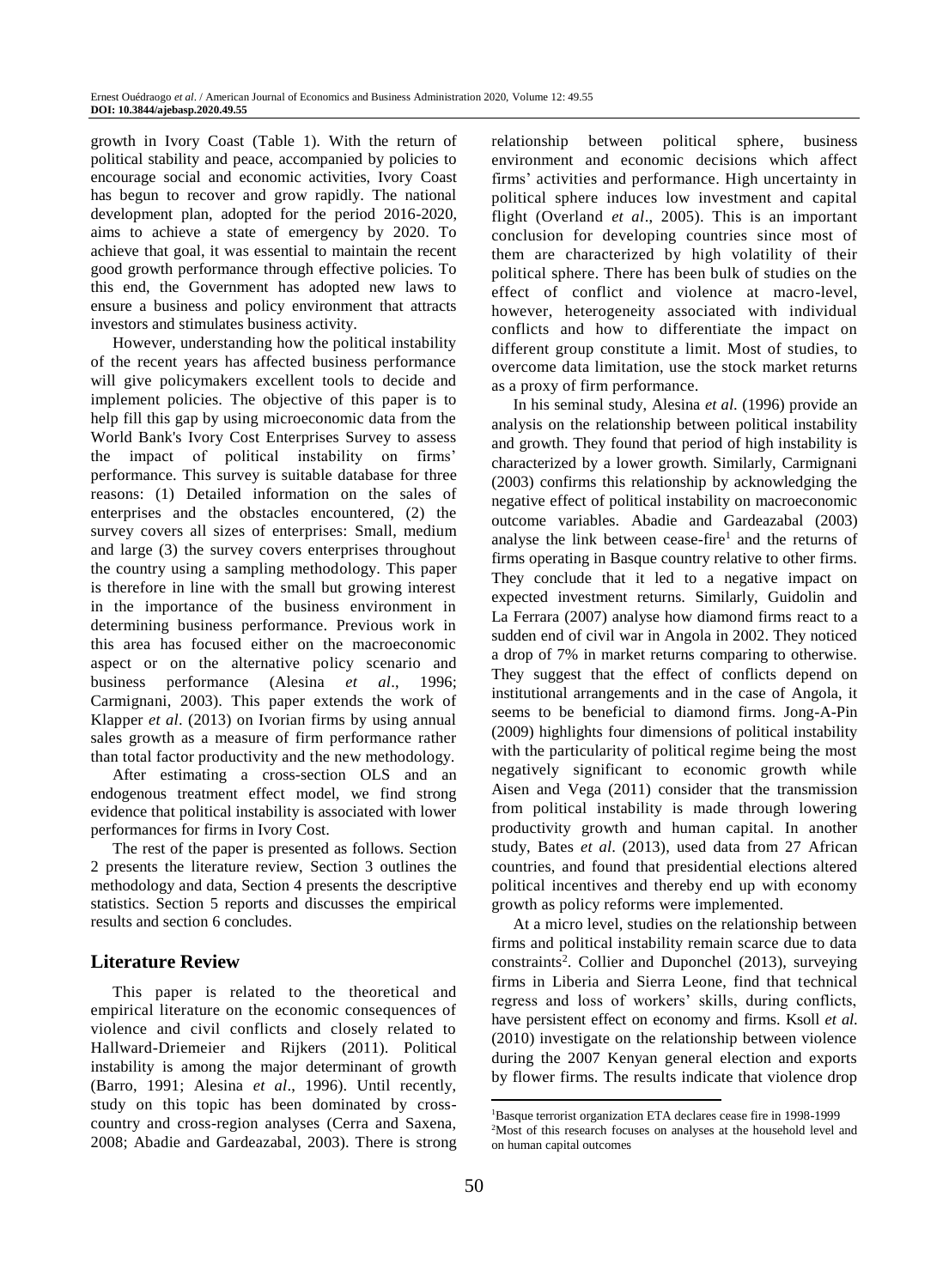growth in Ivory Coast (Table 1). With the return of political stability and peace, accompanied by policies to encourage social and economic activities, Ivory Coast has begun to recover and grow rapidly. The national development plan, adopted for the period 2016-2020, aims to achieve a state of emergency by 2020. To achieve that goal, it was essential to maintain the recent good growth performance through effective policies. To this end, the Government has adopted new laws to ensure a business and policy environment that attracts investors and stimulates business activity.

However, understanding how the political instability of the recent years has affected business performance will give policymakers excellent tools to decide and implement policies. The objective of this paper is to help fill this gap by using microeconomic data from the World Bank's Ivory Cost Enterprises Survey to assess the impact of political instability on firms' performance. This survey is suitable database for three reasons: (1) Detailed information on the sales of enterprises and the obstacles encountered, (2) the survey covers all sizes of enterprises: Small, medium and large (3) the survey covers enterprises throughout the country using a sampling methodology. This paper is therefore in line with the small but growing interest in the importance of the business environment in determining business performance. Previous work in this area has focused either on the macroeconomic aspect or on the alternative policy scenario and business performance (Alesina *et al*., 1996; Carmignani, 2003). This paper extends the work of Klapper *et al*. (2013) on Ivorian firms by using annual sales growth as a measure of firm performance rather than total factor productivity and the new methodology.

After estimating a cross-section OLS and an endogenous treatment effect model, we find strong evidence that political instability is associated with lower performances for firms in Ivory Cost.

The rest of the paper is presented as follows. Section 2 presents the literature review, Section 3 outlines the methodology and data, Section 4 presents the descriptive statistics. Section 5 reports and discusses the empirical results and section 6 concludes.

## Literature Review

This paper is related to the theoretical and empirical literature on the economic consequences of violence and civil conflicts and closely related to Hallward-Driemeier and Rijkers (2011). Political instability is among the major determinant of growth (Barro, 1991; Alesina *et al*., 1996). Until recently, study on this topic has been dominated by cross-country and cross-region analyses (Cerra and Saxena, 2008; Abadie and Gardeazabal, 2003). There is strong relationship between political sphere, business environment and economic decisions which affect firms' activities and performance. High uncertainty in political sphere induces low investment and capital flight (Overland *et al*., 2005). This is an important conclusion for developing countries since most of them are characterized by high volatility of their political sphere. There has been bulk of studies on the effect of conflict and violence at macro-level, however, heterogeneity associated with individual conflicts and how to differentiate the impact on different group constitute a limit. Most of studies, to overcome data limitation, use the stock market returns as a proxy of firm performance.

In his seminal study, Alesina *et al.* (1996) provide an analysis on the relationship between political instability and growth. They found that period of high instability is characterized by a lower growth. Similarly, Carmignani (2003) confirms this relationship by acknowledging the negative effect of political instability on macroeconomic outcome variables. Abadie and Gardeazabal (2003) analyse the link between cease-fire[1] and the returns of firms operating in Basque country relative to other firms. They conclude that it led to a negative impact on expected investment returns. Similarly, Guidolin and La Ferrara (2007) analyse how diamond firms react to a sudden end of civil war in Angola in 2002. They noticed a drop of 7% in market returns comparing to otherwise. They suggest that the effect of conflicts depend on institutional arrangements and in the case of Angola, it seems to be beneficial to diamond firms. Jong-A-Pin (2009) highlights four dimensions of political instability with the particularity of political regime being the most negatively significant to economic growth while Aisen and Vega (2011) consider that the transmission from political instability is made through lowering productivity growth and human capital. In another study, Bates *et al*. (2013), used data from 27 African countries, and found that presidential elections altered political incentives and thereby end up with economy growth as policy reforms were implemented.

At a micro level, studies on the relationship between firms and political instability remain scarce due to data constraints[2]. Collier and Duponchel (2013), surveying firms in Liberia and Sierra Leone, find that technical regress and loss of workers' skills, during conflicts, have persistent effect on economy and firms. Ksoll *et al.* (2010) investigate on the relationship between violence during the 2007 Kenyan general election and exports by flower firms. The results indicate that violence drop

[1] Basque terrorist organization ETA declares cease fire in 1998-1999

[2] Most of this research focuses on analyses at the household level and on human capital outcomes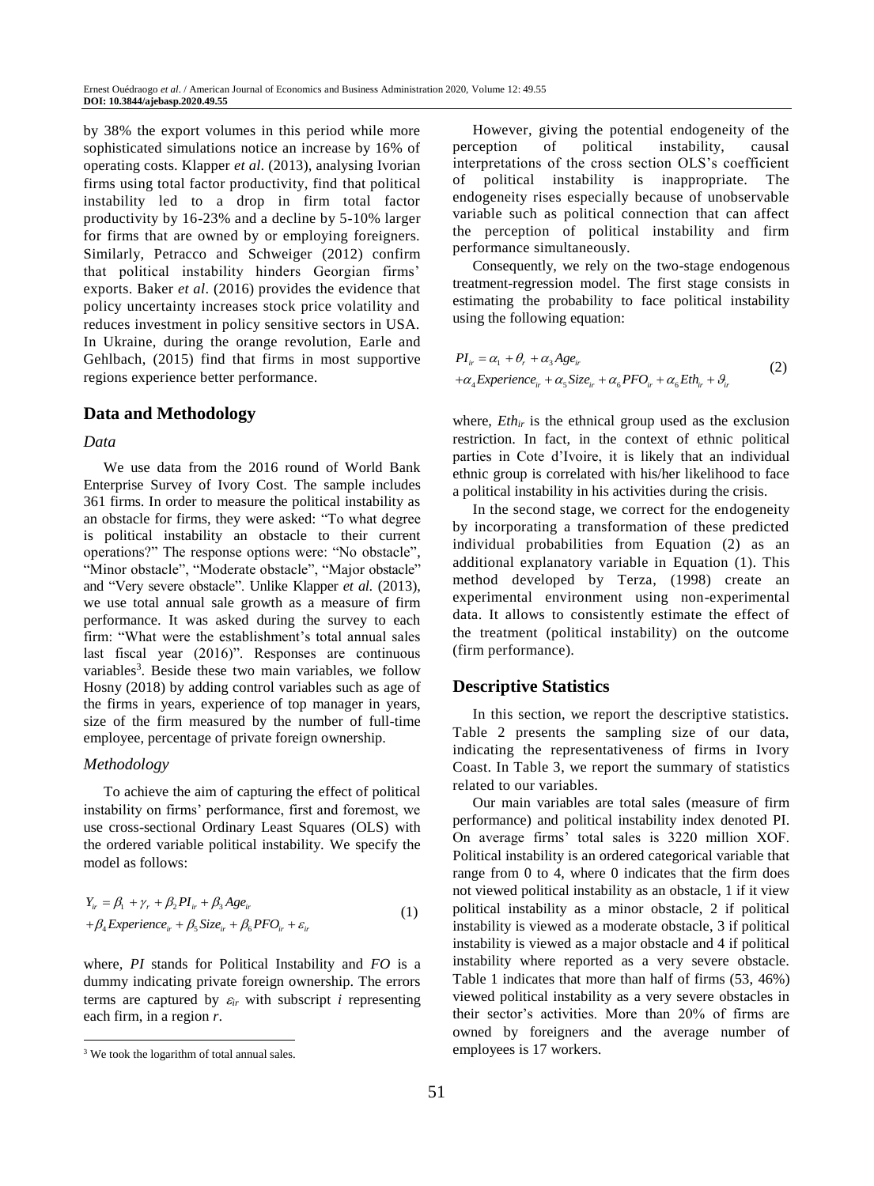by 38% the export volumes in this period while more sophisticated simulations notice an increase by 16% of operating costs. Klapper *et al*. (2013), analysing Ivorian firms using total factor productivity, find that political instability led to a drop in firm total factor productivity by 16-23% and a decline by 5-10% larger for firms that are owned by or employing foreigners. Similarly, Petracco and Schweiger (2012) confirm that political instability hinders Georgian firms' exports. Baker *et al*. (2016) provides the evidence that policy uncertainty increases stock price volatility and reduces investment in policy sensitive sectors in USA. In Ukraine, during the orange revolution, Earle and Gehlbach, (2015) find that firms in most supportive regions experience better performance.

## Data and Methodology

### *Data*

We use data from the 2016 round of World Bank Enterprise Survey of Ivory Cost. The sample includes 361 firms. In order to measure the political instability as an obstacle for firms, they were asked: "To what degree is political instability an obstacle to their current operations?" The response options were: "No obstacle", "Minor obstacle", "Moderate obstacle", "Major obstacle" and "Very severe obstacle". Unlike Klapper *et al.* (2013), we use total annual sale growth as a measure of firm performance. It was asked during the survey to each firm: "What were the establishment's total annual sales last fiscal year (2016)". Responses are continuous variables[3]. Beside these two main variables, we follow Hosny (2018) by adding control variables such as age of the firms in years, experience of top manager in years, size of the firm measured by the number of full-time employee, percentage of private foreign ownership.

### *Methodology*

To achieve the aim of capturing the effect of political instability on firms' performance, first and foremost, we use cross-sectional Ordinary Least Squares (OLS) with the ordered variable political instability. We specify the model as follows:

$$Y_{ir} = \beta_1 + \gamma_r + \beta_2 PI_{ir} + \beta_3 Age_{ir} + \beta_4 Experience_{ir} + \beta_5 Size_{ir} + \beta_6 PFO_{ir} + \varepsilon_{ir} \tag{1}$$

where, *PI* stands for Political Instability and *FO* is a dummy indicating private foreign ownership. The errors terms are captured by $\varepsilon_{ir}$ with subscript *i* representing each firm, in a region *r*.

However, giving the potential endogeneity of the perception of political instability, causal interpretations of the cross section OLS's coefficient of political instability is inappropriate. The endogeneity rises especially because of unobservable variable such as political connection that can affect the perception of political instability and firm performance simultaneously.

Consequently, we rely on the two-stage endogenous treatment-regression model. The first stage consists in estimating the probability to face political instability using the following equation:

$$PI_{ir} = \alpha_1 + \theta_r + \alpha_3 Age_{ir} + \alpha_4 Experience_{ir} + \alpha_5 Size_{ir} + \alpha_6 PFO_{ir} + \alpha_6 Eth_{ir} + \vartheta_{ir} \tag{2}$$

where, $Eth_{ir}$ is the ethnical group used as the exclusion restriction. In fact, in the context of ethnic political parties in Cote d'Ivoire, it is likely that an individual ethnic group is correlated with his/her likelihood to face a political instability in his activities during the crisis.

In the second stage, we correct for the endogeneity by incorporating a transformation of these predicted individual probabilities from Equation (2) as an additional explanatory variable in Equation (1). This method developed by Terza, (1998) create an experimental environment using non-experimental data. It allows to consistently estimate the effect of the treatment (political instability) on the outcome (firm performance).

## Descriptive Statistics

In this section, we report the descriptive statistics. Table 2 presents the sampling size of our data, indicating the representativeness of firms in Ivory Coast. In Table 3, we report the summary of statistics related to our variables.

Our main variables are total sales (measure of firm performance) and political instability index denoted PI. On average firms' total sales is 3220 million XOF. Political instability is an ordered categorical variable that range from 0 to 4, where 0 indicates that the firm does not viewed political instability as an obstacle, 1 if it view political instability as a minor obstacle, 2 if political instability is viewed as a moderate obstacle, 3 if political instability is viewed as a major obstacle and 4 if political instability where reported as a very severe obstacle. Table 1 indicates that more than half of firms (53, 46%) viewed political instability as a very severe obstacles in their sector's activities. More than 20% of firms are owned by foreigners and the average number of employees is 17 workers.

[3] We took the logarithm of total annual sales.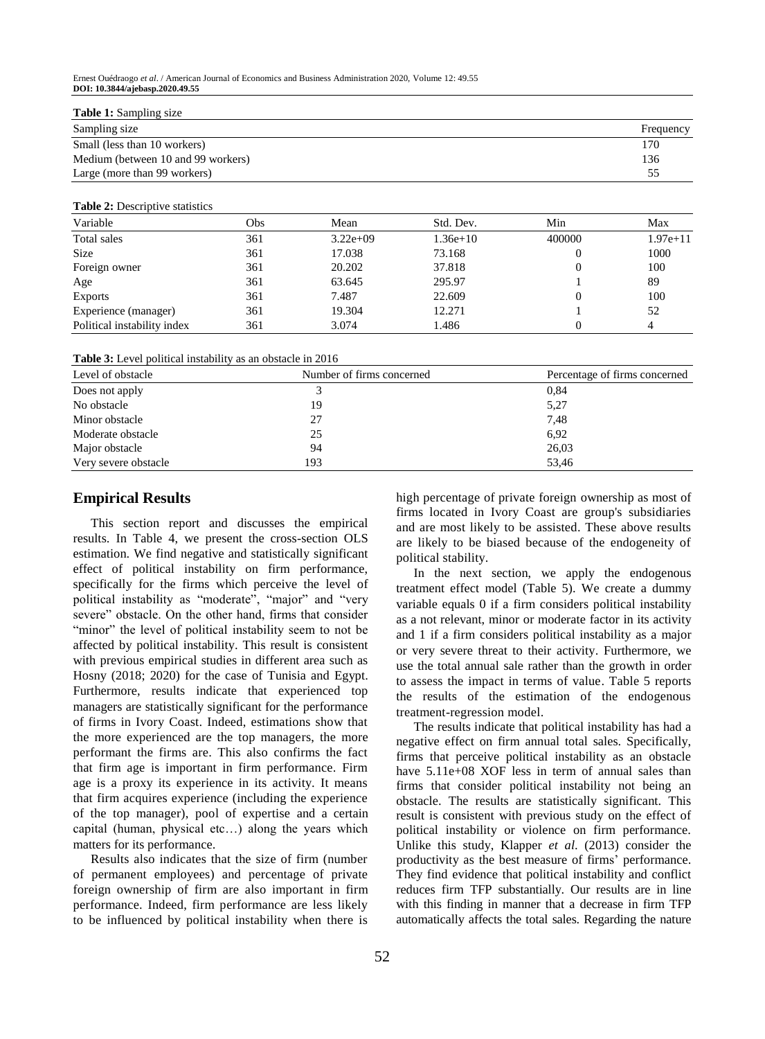**Table 1:** Sampling size

| Sampling size | Frequency |
|---|---|
| Small (less than 10 workers) | 170 |
| Medium (between 10 and 99 workers) | 136 |
| Large (more than 99 workers) | 55 |

**Table 2:** Descriptive statistics

| Variable | Obs | Mean | Std. Dev. | Min | Max |
|---|---|---|---|---|---|
| Total sales | 361 | 3.22e+09 | 1.36e+10 | 400000 | 1.97e+11 |
| Size | 361 | 17.038 | 73.168 | 0 | 1000 |
| Foreign owner | 361 | 20.202 | 37.818 | 0 | 100 |
| Age | 361 | 63.645 | 295.97 | 1 | 89 |
| Exports | 361 | 7.487 | 22.609 | 0 | 100 |
| Experience (manager) | 361 | 19.304 | 12.271 | 1 | 52 |
| Political instability index | 361 | 3.074 | 1.486 | 0 | 4 |

**Table 3:** Level political instability as an obstacle in 2016

| Level of obstacle | Number of firms concerned | Percentage of firms concerned |
|---|---|---|
| Does not apply | 3 | 0,84 |
| No obstacle | 19 | 5,27 |
| Minor obstacle | 27 | 7,48 |
| Moderate obstacle | 25 | 6,92 |
| Major obstacle | 94 | 26,03 |
| Very severe obstacle | 193 | 53,46 |

## Empirical Results

This section report and discusses the empirical results. In Table 4, we present the cross-section OLS estimation. We find negative and statistically significant effect of political instability on firm performance, specifically for the firms which perceive the level of political instability as "moderate", "major" and "very severe" obstacle. On the other hand, firms that consider "minor" the level of political instability seem to not be affected by political instability. This result is consistent with previous empirical studies in different area such as Hosny (2018; 2020) for the case of Tunisia and Egypt. Furthermore, results indicate that experienced top managers are statistically significant for the performance of firms in Ivory Coast. Indeed, estimations show that the more experienced are the top managers, the more performant the firms are. This also confirms the fact that firm age is important in firm performance. Firm age is a proxy its experience in its activity. It means that firm acquires experience (including the experience of the top manager), pool of expertise and a certain capital (human, physical etc…) along the years which matters for its performance.

Results also indicates that the size of firm (number of permanent employees) and percentage of private foreign ownership of firm are also important in firm performance. Indeed, firm performance are less likely to be influenced by political instability when there is high percentage of private foreign ownership as most of firms located in Ivory Coast are group's subsidiaries and are most likely to be assisted. These above results are likely to be biased because of the endogeneity of political stability.

In the next section, we apply the endogenous treatment effect model (Table 5). We create a dummy variable equals 0 if a firm considers political instability as a not relevant, minor or moderate factor in its activity and 1 if a firm considers political instability as a major or very severe threat to their activity. Furthermore, we use the total annual sale rather than the growth in order to assess the impact in terms of value. Table 5 reports the results of the estimation of the endogenous treatment-regression model.

The results indicate that political instability has had a negative effect on firm annual total sales. Specifically, firms that perceive political instability as an obstacle have 5.11e+08 XOF less in term of annual sales than firms that consider political instability not being an obstacle. The results are statistically significant. This result is consistent with previous study on the effect of political instability or violence on firm performance. Unlike this study, Klapper *et al.* (2013) consider the productivity as the best measure of firms' performance. They find evidence that political instability and conflict reduces firm TFP substantially. Our results are in line with this finding in manner that a decrease in firm TFP automatically affects the total sales. Regarding the nature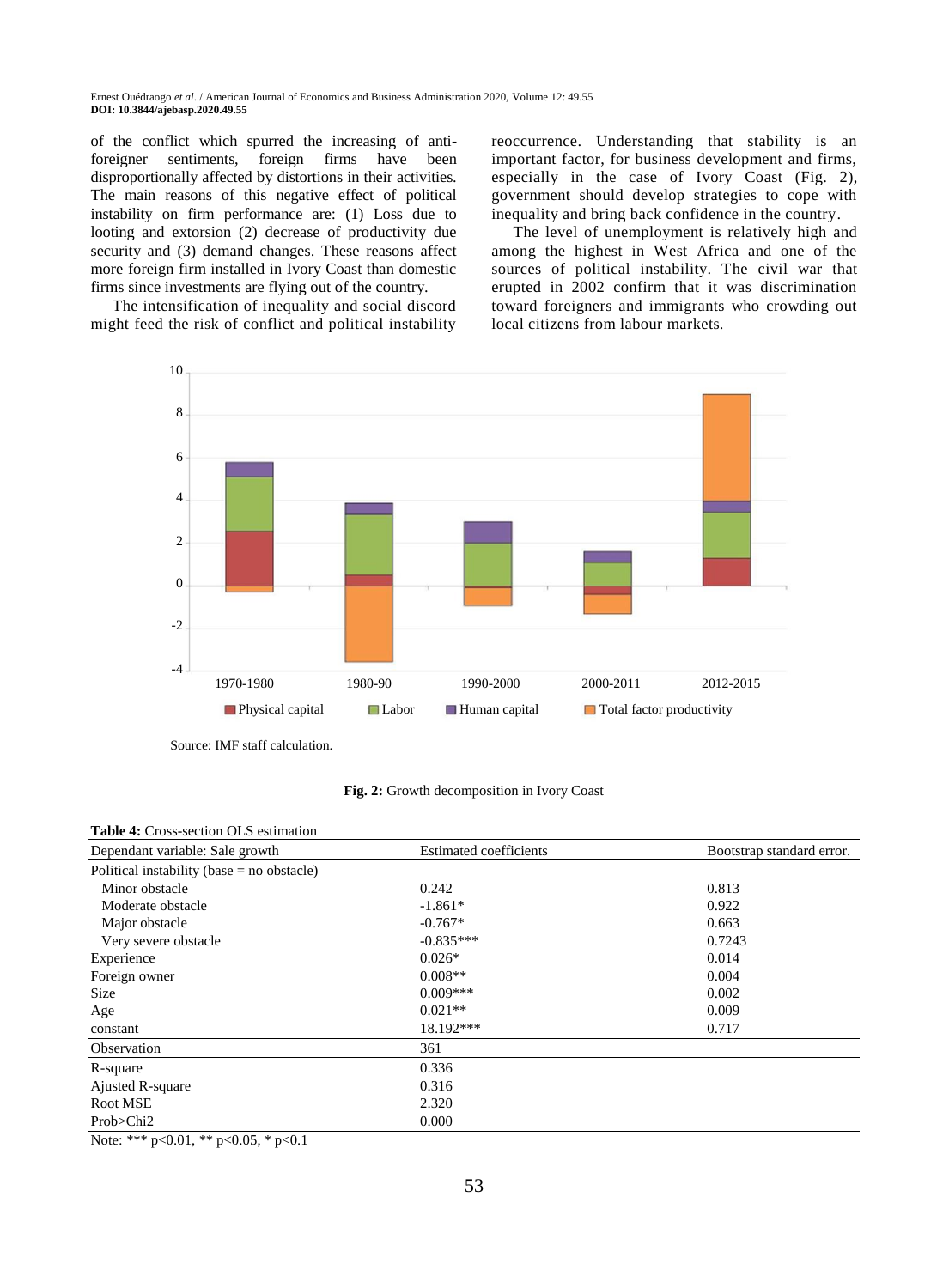of the conflict which spurred the increasing of anti-foreigner sentiments, foreign firms have been disproportionally affected by distortions in their activities. The main reasons of this negative effect of political instability on firm performance are: (1) Loss due to looting and extorsion (2) decrease of productivity due security and (3) demand changes. These reasons affect more foreign firm installed in Ivory Coast than domestic firms since investments are flying out of the country.

The intensification of inequality and social discord might feed the risk of conflict and political instability reoccurrence. Understanding that stability is an important factor, for business development and firms, especially in the case of Ivory Coast (Fig. 2), government should develop strategies to cope with inequality and bring back confidence in the country.

The level of unemployment is relatively high and among the highest in West Africa and one of the sources of political instability. The civil war that erupted in 2002 confirm that it was discrimination toward foreigners and immigrants who crowding out local citizens from labour markets.

Source: IMF staff calculation.

**Fig. 2:** Growth decomposition in Ivory Coast

**Table 4:** Cross-section OLS estimation

| Dependant variable: Sale growth | Estimated coefficients | Bootstrap standard error. |
|---|---|---|
| Political instability (base = no obstacle) | | |
| Minor obstacle | 0.242 | 0.813 |
| Moderate obstacle | -1.861* | 0.922 |
| Major obstacle | -0.767* | 0.663 |
| Very severe obstacle | -0.835*** | 0.7243 |
| Experience | 0.026* | 0.014 |
| Foreign owner | 0.008** | 0.004 |
| Size | 0.009*** | 0.002 |
| Age | 0.021** | 0.009 |
| constant | 18.192*** | 0.717 |
| Observation | 361 | |
| R-square | 0.336 | |
| Ajusted R-square | 0.316 | |
| Root MSE | 2.320 | |
| Prob>Chi2 | 0.000 | |

Note: *** $p<0.01$, ** $p<0.05$, * $p<0.1$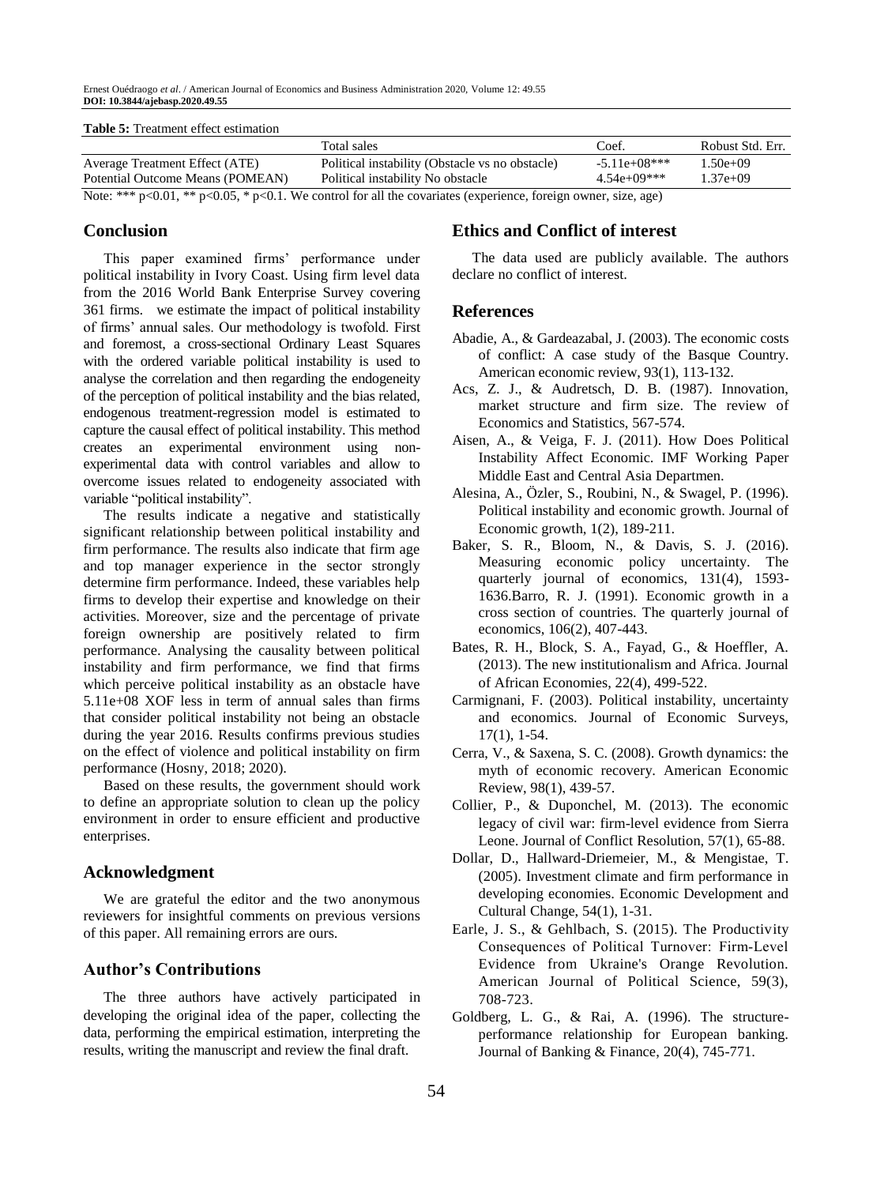**Table 5:** Treatment effect estimation

| | Total sales | Coef. | Robust Std. Err. |
|---|---|---|---|
| Average Treatment Effect (ATE) | Political instability (Obstacle vs no obstacle) | -5.11e+08*** | 1.50e+09 |
| Potential Outcome Means (POMEAN) | Political instability No obstacle | 4.54e+09*** | 1.37e+09 |

Note: *** p<0.01, ** p<0.05, * p<0.1. We control for all the covariates (experience, foreign owner, size, age)

## Conclusion

This paper examined firms' performance under political instability in Ivory Coast. Using firm level data from the 2016 World Bank Enterprise Survey covering 361 firms. we estimate the impact of political instability of firms' annual sales. Our methodology is twofold. First and foremost, a cross-sectional Ordinary Least Squares with the ordered variable political instability is used to analyse the correlation and then regarding the endogeneity of the perception of political instability and the bias related, endogenous treatment-regression model is estimated to capture the causal effect of political instability. This method creates an experimental environment using non-experimental data with control variables and allow to overcome issues related to endogeneity associated with variable "political instability".

The results indicate a negative and statistically significant relationship between political instability and firm performance. The results also indicate that firm age and top manager experience in the sector strongly determine firm performance. Indeed, these variables help firms to develop their expertise and knowledge on their activities. Moreover, size and the percentage of private foreign ownership are positively related to firm performance. Analysing the causality between political instability and firm performance, we find that firms which perceive political instability as an obstacle have 5.11e+08 XOF less in term of annual sales than firms that consider political instability not being an obstacle during the year 2016. Results confirms previous studies on the effect of violence and political instability on firm performance (Hosny, 2018; 2020).

Based on these results, the government should work to define an appropriate solution to clean up the policy environment in order to ensure efficient and productive enterprises.

## Acknowledgment

We are grateful the editor and the two anonymous reviewers for insightful comments on previous versions of this paper. All remaining errors are ours.

## Author's Contributions

The three authors have actively participated in developing the original idea of the paper, collecting the data, performing the empirical estimation, interpreting the results, writing the manuscript and review the final draft.

## Ethics and Conflict of interest

The data used are publicly available. The authors declare no conflict of interest.

## References

Abadie, A., & Gardeazabal, J. (2003). The economic costs of conflict: A case study of the Basque Country. American economic review, 93(1), 113-132.

Acs, Z. J., & Audretsch, D. B. (1987). Innovation, market structure and firm size. The review of Economics and Statistics, 567-574.

Aisen, A., & Veiga, F. J. (2011). How Does Political Instability Affect Economic. IMF Working Paper Middle East and Central Asia Departmen.

Alesina, A., Özler, S., Roubini, N., & Swagel, P. (1996). Political instability and economic growth. Journal of Economic growth, 1(2), 189-211.

Baker, S. R., Bloom, N., & Davis, S. J. (2016). Measuring economic policy uncertainty. The quarterly journal of economics, 131(4), 1593-1636.Barro, R. J. (1991). Economic growth in a cross section of countries. The quarterly journal of economics, 106(2), 407-443.

Bates, R. H., Block, S. A., Fayad, G., & Hoeffler, A. (2013). The new institutionalism and Africa. Journal of African Economies, 22(4), 499-522.

Carmignani, F. (2003). Political instability, uncertainty and economics. Journal of Economic Surveys, 17(1), 1-54.

Cerra, V., & Saxena, S. C. (2008). Growth dynamics: the myth of economic recovery. American Economic Review, 98(1), 439-57.

Collier, P., & Duponchel, M. (2013). The economic legacy of civil war: firm-level evidence from Sierra Leone. Journal of Conflict Resolution, 57(1), 65-88.

Dollar, D., Hallward-Driemeier, M., & Mengistae, T. (2005). Investment climate and firm performance in developing economies. Economic Development and Cultural Change, 54(1), 1-31.

Earle, J. S., & Gehlbach, S. (2015). The Productivity Consequences of Political Turnover: Firm-Level Evidence from Ukraine's Orange Revolution. American Journal of Political Science, 59(3), 708-723.

Goldberg, L. G., & Rai, A. (1996). The structure-performance relationship for European banking. Journal of Banking & Finance, 20(4), 745-771.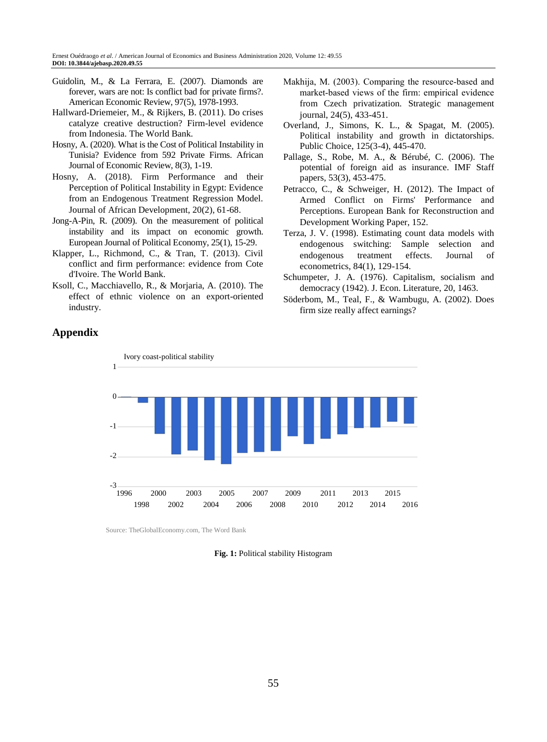Guidolin, M., & La Ferrara, E. (2007). Diamonds are forever, wars are not: Is conflict bad for private firms?. American Economic Review, 97(5), 1978-1993.

Hallward-Driemeier, M., & Rijkers, B. (2011). Do crises catalyze creative destruction? Firm-level evidence from Indonesia. The World Bank.

Hosny, A. (2020). What is the Cost of Political Instability in Tunisia? Evidence from 592 Private Firms. African Journal of Economic Review, 8(3), 1-19.

Hosny, A. (2018). Firm Performance and their Perception of Political Instability in Egypt: Evidence from an Endogenous Treatment Regression Model. Journal of African Development, 20(2), 61-68.

Jong-A-Pin, R. (2009). On the measurement of political instability and its impact on economic growth. European Journal of Political Economy, 25(1), 15-29.

Klapper, L., Richmond, C., & Tran, T. (2013). Civil conflict and firm performance: evidence from Cote d'Ivoire. The World Bank.

Ksoll, C., Macchiavello, R., & Morjaria, A. (2010). The effect of ethnic violence on an export-oriented industry.

Makhija, M. (2003). Comparing the resource-based and market-based views of the firm: empirical evidence from Czech privatization. Strategic management journal, 24(5), 433-451.

Overland, J., Simons, K. L., & Spagat, M. (2005). Political instability and growth in dictatorships. Public Choice, 125(3-4), 445-470.

Pallage, S., Robe, M. A., & Bérubé, C. (2006). The potential of foreign aid as insurance. IMF Staff papers, 53(3), 453-475.

Petracco, C., & Schweiger, H. (2012). The Impact of Armed Conflict on Firms' Performance and Perceptions. European Bank for Reconstruction and Development Working Paper, 152.

Terza, J. V. (1998). Estimating count data models with endogenous switching: Sample selection and endogenous treatment effects. Journal of econometrics, 84(1), 129-154.

Schumpeter, J. A. (1976). Capitalism, socialism and democracy (1942). J. Econ. Literature, 20, 1463.

Söderbom, M., Teal, F., & Wambugu, A. (2002). Does firm size really affect earnings?

## Appendix

Ivory coast-political stability

1
0
-1
-2
-3

1996 1998 2000 2002 2003 2004 2005 2006 2007 2008 2009 2010 2011 2012 2013 2014 2015 2016

Source: TheGlobalEconomy.com, The Word Bank

**Fig. 1:** Political stability Histogram